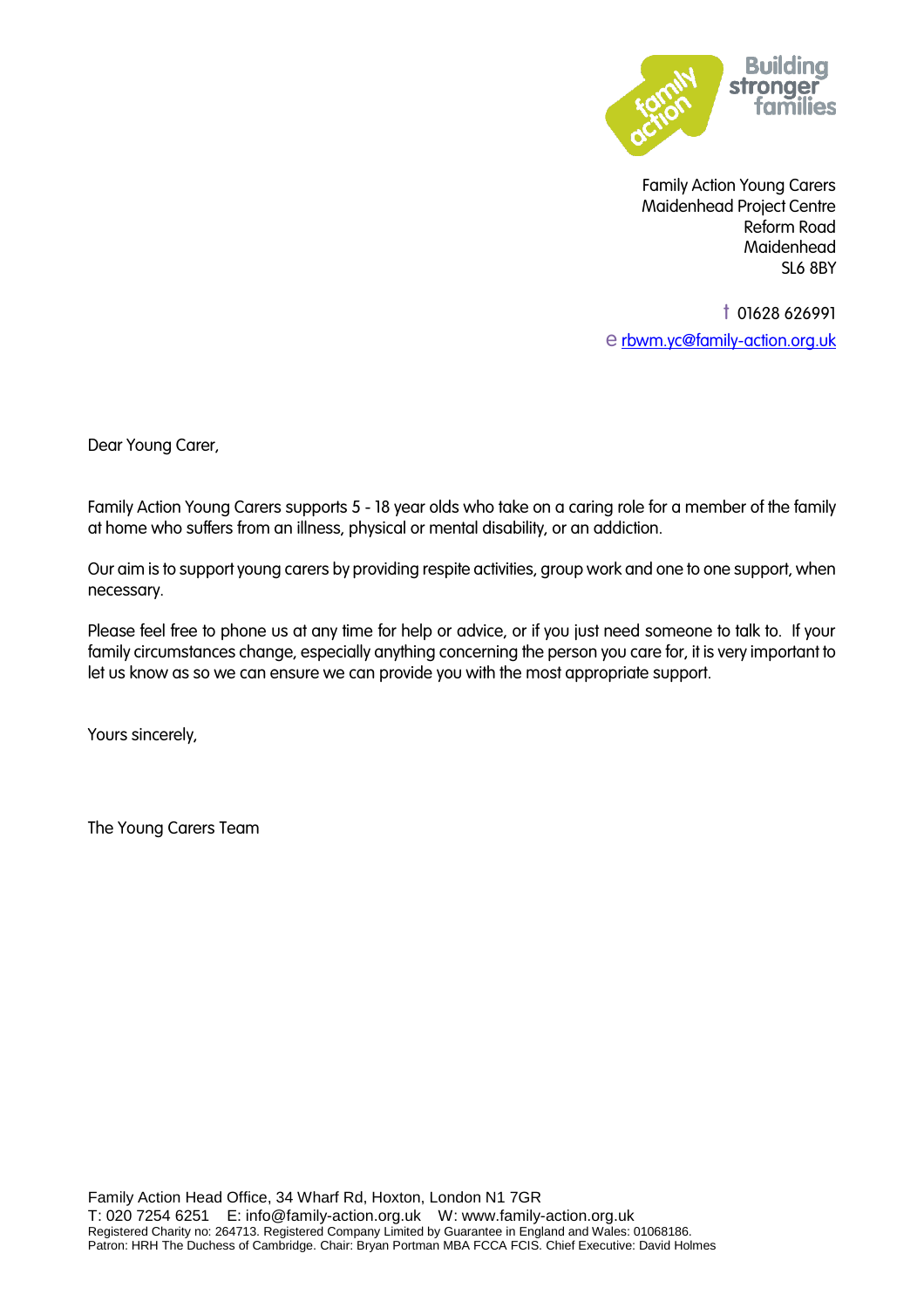Building stronger families

Family Action Young Carers
Maidenhead Project Centre
Reform Road
Maidenhead
SL6 8BY

t 01628 626991
e rbwm.yc@family-action.org.uk

Dear Young Carer,

Family Action Young Carers supports 5 - 18 year olds who take on a caring role for a member of the family at home who suffers from an illness, physical or mental disability, or an addiction.

Our aim is to support young carers by providing respite activities, group work and one to one support, when necessary.

Please feel free to phone us at any time for help or advice, or if you just need someone to talk to. If your family circumstances change, especially anything concerning the person you care for, it is very important to let us know as so we can ensure we can provide you with the most appropriate support.

Yours sincerely,

The Young Carers Team

Family Action Head Office, 34 Wharf Rd, Hoxton, London N1 7GR
T: 020 7254 6251 E: info@family-action.org.uk W: www.family-action.org.uk
Registered Charity no: 264713. Registered Company Limited by Guarantee in England and Wales: 01068186.
Patron: HRH The Duchess of Cambridge. Chair: Bryan Portman MBA FCCA FCIS. Chief Executive: David Holmes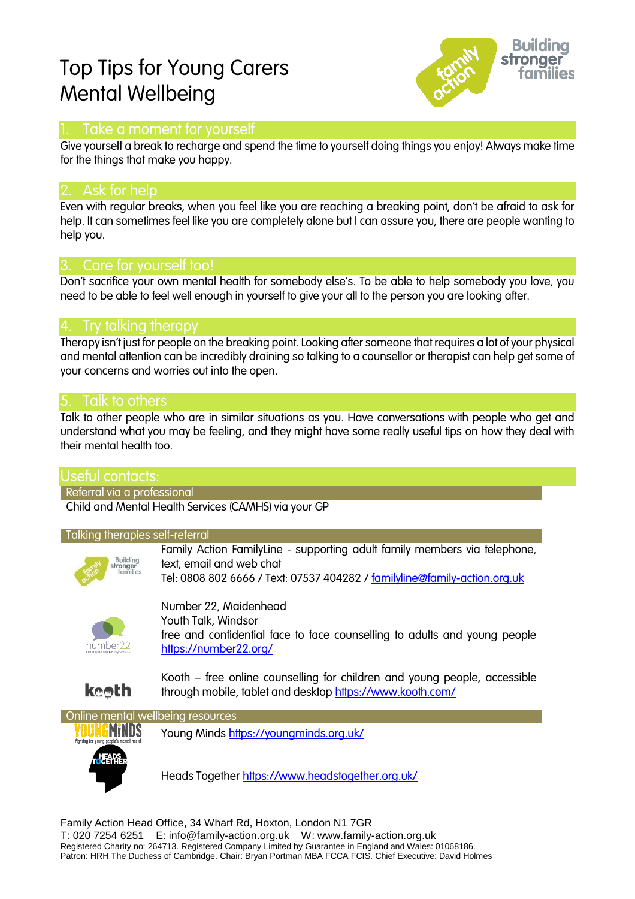# Top Tips for Young Carers Mental Wellbeing

Building stronger families

## 1. Take a moment for yourself

Give yourself a break to recharge and spend the time to yourself doing things you enjoy! Always make time for the things that make you happy.

## 2. Ask for help

Even with regular breaks, when you feel like you are reaching a breaking point, don't be afraid to ask for help. It can sometimes feel like you are completely alone but I can assure you, there are people wanting to help you.

## 3. Care for yourself too!

Don't sacrifice your own mental health for somebody else's. To be able to help somebody you love, you need to be able to feel well enough in yourself to give your all to the person you are looking after.

## 4. Try talking therapy

Therapy isn't just for people on the breaking point. Looking after someone that requires a lot of your physical and mental attention can be incredibly draining so talking to a counsellor or therapist can help get some of your concerns and worries out into the open.

## 5. Talk to others

Talk to other people who are in similar situations as you. Have conversations with people who get and understand what you may be feeling, and they might have some really useful tips on how they deal with their mental health too.

## Useful contacts:

### Referral via a professional

Child and Mental Health Services (CAMHS) via your GP

### Talking therapies self-referral

Family Action FamilyLine - supporting adult family members via telephone, text, email and web chat
Tel: 0808 802 6666 / Text: 07537 404282 / familyline@family-action.org.uk

Number 22, Maidenhead
Youth Talk, Windsor
free and confidential face to face counselling to adults and young people
https://number22.org/

Kooth – free online counselling for children and young people, accessible through mobile, tablet and desktop https://www.kooth.com/

### Online mental wellbeing resources

Young Minds https://youngminds.org.uk/

Heads Together https://www.headstogether.org.uk/

Family Action Head Office, 34 Wharf Rd, Hoxton, London N1 7GR
T: 020 7254 6251 E: info@family-action.org.uk W: www.family-action.org.uk
Registered Charity no: 264713. Registered Company Limited by Guarantee in England and Wales: 01068186.
Patron: HRH The Duchess of Cambridge. Chair: Bryan Portman MBA FCCA FCIS. Chief Executive: David Holmes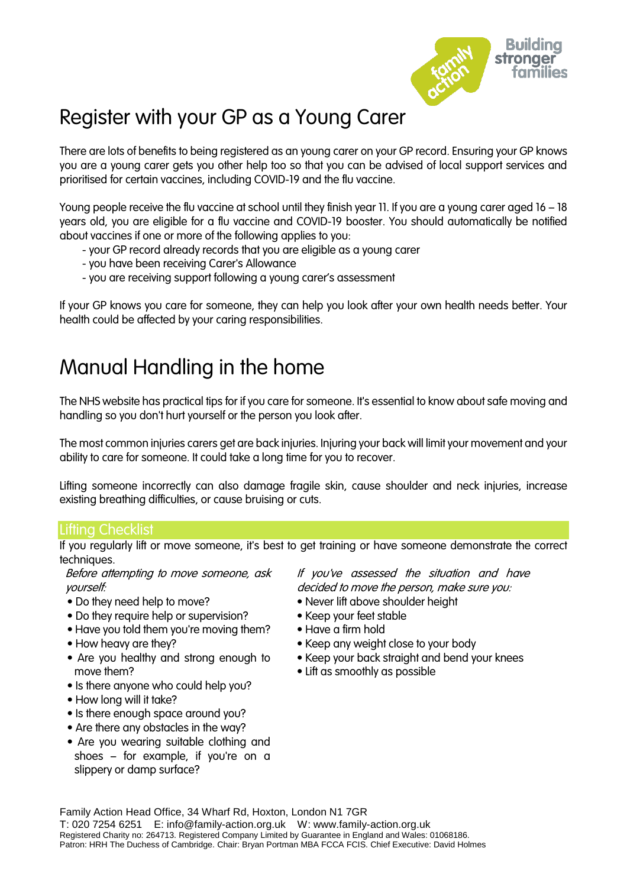# Register with your GP as a Young Carer

There are lots of benefits to being registered as an young carer on your GP record. Ensuring your GP knows you are a young carer gets you other help too so that you can be advised of local support services and prioritised for certain vaccines, including COVID-19 and the flu vaccine.

Young people receive the flu vaccine at school until they finish year 11. If you are a young carer aged 16 – 18 years old, you are eligible for a flu vaccine and COVID-19 booster. You should automatically be notified about vaccines if one or more of the following applies to you:

- your GP record already records that you are eligible as a young carer
- you have been receiving Carer's Allowance
- you are receiving support following a young carer's assessment

If your GP knows you care for someone, they can help you look after your own health needs better. Your health could be affected by your caring responsibilities.

# Manual Handling in the home

The NHS website has practical tips for if you care for someone. It's essential to know about safe moving and handling so you don't hurt yourself or the person you look after.

The most common injuries carers get are back injuries. Injuring your back will limit your movement and your ability to care for someone. It could take a long time for you to recover.

Lifting someone incorrectly can also damage fragile skin, cause shoulder and neck injuries, increase existing breathing difficulties, or cause bruising or cuts.

## Lifting Checklist

If you regularly lift or move someone, it's best to get training or have someone demonstrate the correct techniques.

*Before attempting to move someone, ask yourself:*

- Do they need help to move?
- Do they require help or supervision?
- Have you told them you're moving them?
- How heavy are they?
- Are you healthy and strong enough to move them?
- Is there anyone who could help you?
- How long will it take?
- Is there enough space around you?
- Are there any obstacles in the way?
- Are you wearing suitable clothing and shoes – for example, if you're on a slippery or damp surface?

*If you've assessed the situation and have decided to move the person, make sure you:*

- Never lift above shoulder height
- Keep your feet stable
- Have a firm hold
- Keep any weight close to your body
- Keep your back straight and bend your knees
- Lift as smoothly as possible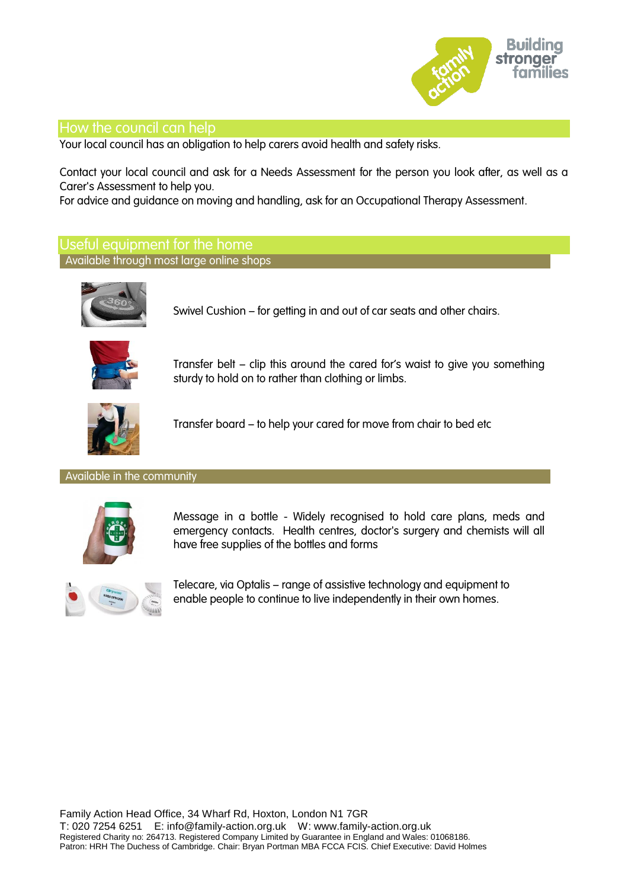## How the council can help

Your local council has an obligation to help carers avoid health and safety risks.

Contact your local council and ask for a Needs Assessment for the person you look after, as well as a Carer's Assessment to help you.
For advice and guidance on moving and handling, ask for an Occupational Therapy Assessment.

## Useful equipment for the home

### Available through most large online shops

Swivel Cushion – for getting in and out of car seats and other chairs.

Transfer belt – clip this around the cared for's waist to give you something sturdy to hold on to rather than clothing or limbs.

Transfer board – to help your cared for move from chair to bed etc

### Available in the community

Message in a bottle - Widely recognised to hold care plans, meds and emergency contacts. Health centres, doctor's surgery and chemists will all have free supplies of the bottles and forms

Telecare, via Optalis – range of assistive technology and equipment to enable people to continue to live independently in their own homes.

Family Action Head Office, 34 Wharf Rd, Hoxton, London N1 7GR
T: 020 7254 6251 E: info@family-action.org.uk W: www.family-action.org.uk
Registered Charity no: 264713. Registered Company Limited by Guarantee in England and Wales: 01068186.
Patron: HRH The Duchess of Cambridge. Chair: Bryan Portman MBA FCCA FCIS. Chief Executive: David Holmes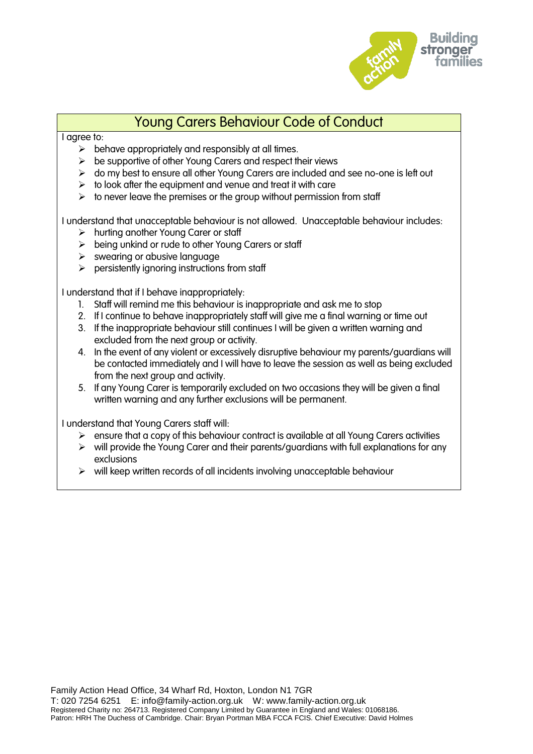# Young Carers Behaviour Code of Conduct

I agree to:

- behave appropriately and responsibly at all times.
- be supportive of other Young Carers and respect their views
- do my best to ensure all other Young Carers are included and see no-one is left out
- to look after the equipment and venue and treat it with care
- to never leave the premises or the group without permission from staff

I understand that unacceptable behaviour is not allowed. Unacceptable behaviour includes:

- hurting another Young Carer or staff
- being unkind or rude to other Young Carers or staff
- swearing or abusive language
- persistently ignoring instructions from staff

I understand that if I behave inappropriately:

1. Staff will remind me this behaviour is inappropriate and ask me to stop
2. If I continue to behave inappropriately staff will give me a final warning or time out
3. If the inappropriate behaviour still continues I will be given a written warning and excluded from the next group or activity.
4. In the event of any violent or excessively disruptive behaviour my parents/guardians will be contacted immediately and I will have to leave the session as well as being excluded from the next group and activity.
5. If any Young Carer is temporarily excluded on two occasions they will be given a final written warning and any further exclusions will be permanent.

I understand that Young Carers staff will:

- ensure that a copy of this behaviour contract is available at all Young Carers activities
- will provide the Young Carer and their parents/guardians with full explanations for any exclusions
- will keep written records of all incidents involving unacceptable behaviour

Family Action Head Office, 34 Wharf Rd, Hoxton, London N1 7GR
T: 020 7254 6251 E: info@family-action.org.uk W: www.family-action.org.uk
Registered Charity no: 264713. Registered Company Limited by Guarantee in England and Wales: 01068186.
Patron: HRH The Duchess of Cambridge. Chair: Bryan Portman MBA FCCA FCIS. Chief Executive: David Holmes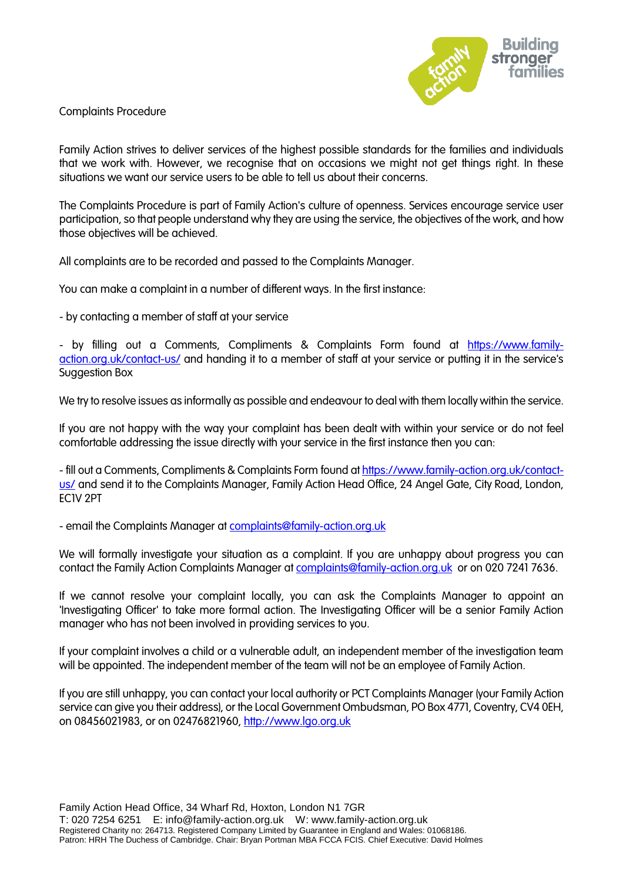Complaints Procedure

Family Action strives to deliver services of the highest possible standards for the families and individuals that we work with. However, we recognise that on occasions we might not get things right. In these situations we want our service users to be able to tell us about their concerns.

The Complaints Procedure is part of Family Action's culture of openness. Services encourage service user participation, so that people understand why they are using the service, the objectives of the work, and how those objectives will be achieved.

All complaints are to be recorded and passed to the Complaints Manager.

You can make a complaint in a number of different ways. In the first instance:

- by contacting a member of staff at your service

- by filling out a Comments, Compliments & Complaints Form found at https://www.family-action.org.uk/contact-us/ and handing it to a member of staff at your service or putting it in the service's Suggestion Box

We try to resolve issues as informally as possible and endeavour to deal with them locally within the service.

If you are not happy with the way your complaint has been dealt with within your service or do not feel comfortable addressing the issue directly with your service in the first instance then you can:

- fill out a Comments, Compliments & Complaints Form found at https://www.family-action.org.uk/contact-us/ and send it to the Complaints Manager, Family Action Head Office, 24 Angel Gate, City Road, London, EC1V 2PT

- email the Complaints Manager at complaints@family-action.org.uk

We will formally investigate your situation as a complaint. If you are unhappy about progress you can contact the Family Action Complaints Manager at complaints@family-action.org.uk or on 020 7241 7636.

If we cannot resolve your complaint locally, you can ask the Complaints Manager to appoint an 'Investigating Officer' to take more formal action. The Investigating Officer will be a senior Family Action manager who has not been involved in providing services to you.

If your complaint involves a child or a vulnerable adult, an independent member of the investigation team will be appointed. The independent member of the team will not be an employee of Family Action.

If you are still unhappy, you can contact your local authority or PCT Complaints Manager (your Family Action service can give you their address), or the Local Government Ombudsman, PO Box 4771, Coventry, CV4 0EH, on 08456021983, or on 02476821960, http://www.lgo.org.uk

Family Action Head Office, 34 Wharf Rd, Hoxton, London N1 7GR
T: 020 7254 6251 E: info@family-action.org.uk W: www.family-action.org.uk
Registered Charity no: 264713. Registered Company Limited by Guarantee in England and Wales: 01068186.
Patron: HRH The Duchess of Cambridge. Chair: Bryan Portman MBA FCCA FCIS. Chief Executive: David Holmes